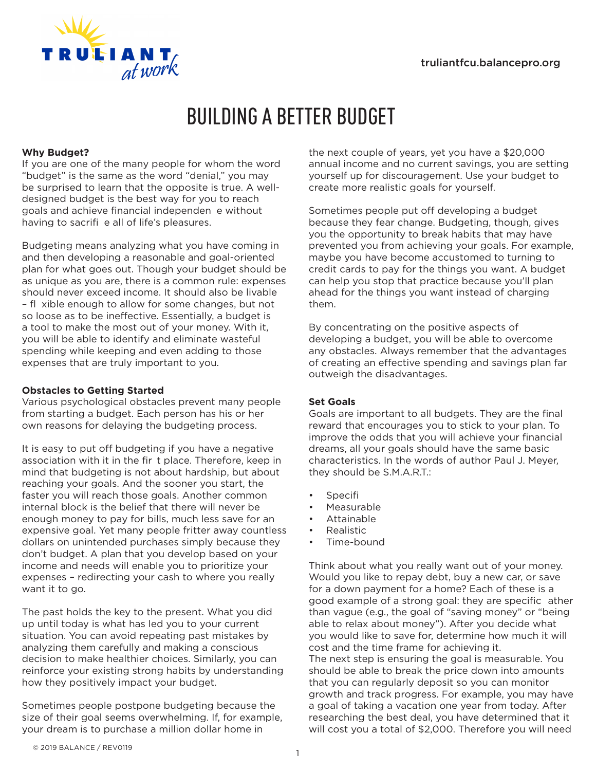# BUILDING A BETTER BUDGET

**Why Budget?**
If you are one of the many people for whom the word "budget" is the same as the word "denial," you may be surprised to learn that the opposite is true. A well-designed budget is the best way for you to reach goals and achieve financial independen e without having to sacrifi e all of life's pleasures.

Budgeting means analyzing what you have coming in and then developing a reasonable and goal-oriented plan for what goes out. Though your budget should be as unique as you are, there is a common rule: expenses should never exceed income. It should also be livable – fl xible enough to allow for some changes, but not so loose as to be ineffective. Essentially, a budget is a tool to make the most out of your money. With it, you will be able to identify and eliminate wasteful spending while keeping and even adding to those expenses that are truly important to you.

**Obstacles to Getting Started**
Various psychological obstacles prevent many people from starting a budget. Each person has his or her own reasons for delaying the budgeting process.

It is easy to put off budgeting if you have a negative association with it in the fir t place. Therefore, keep in mind that budgeting is not about hardship, but about reaching your goals. And the sooner you start, the faster you will reach those goals. Another common internal block is the belief that there will never be enough money to pay for bills, much less save for an expensive goal. Yet many people fritter away countless dollars on unintended purchases simply because they don't budget. A plan that you develop based on your income and needs will enable you to prioritize your expenses – redirecting your cash to where you really want it to go.

The past holds the key to the present. What you did up until today is what has led you to your current situation. You can avoid repeating past mistakes by analyzing them carefully and making a conscious decision to make healthier choices. Similarly, you can reinforce your existing strong habits by understanding how they positively impact your budget.

Sometimes people postpone budgeting because the size of their goal seems overwhelming. If, for example, your dream is to purchase a million dollar home in the next couple of years, yet you have a $20,000 annual income and no current savings, you are setting yourself up for discouragement. Use your budget to create more realistic goals for yourself.

Sometimes people put off developing a budget because they fear change. Budgeting, though, gives you the opportunity to break habits that may have prevented you from achieving your goals. For example, maybe you have become accustomed to turning to credit cards to pay for the things you want. A budget can help you stop that practice because you'll plan ahead for the things you want instead of charging them.

By concentrating on the positive aspects of developing a budget, you will be able to overcome any obstacles. Always remember that the advantages of creating an effective spending and savings plan far outweigh the disadvantages.

**Set Goals**
Goals are important to all budgets. They are the final reward that encourages you to stick to your plan. To improve the odds that you will achieve your financial dreams, all your goals should have the same basic characteristics. In the words of author Paul J. Meyer, they should be S.M.A.R.T.:

- Specifi
- Measurable
- Attainable
- Realistic
- Time-bound

Think about what you really want out of your money. Would you like to repay debt, buy a new car, or save for a down payment for a home? Each of these is a good example of a strong goal: they are specific ather than vague (e.g., the goal of "saving money" or "being able to relax about money"). After you decide what you would like to save for, determine how much it will cost and the time frame for achieving it.
The next step is ensuring the goal is measurable. You should be able to break the price down into amounts that you can regularly deposit so you can monitor growth and track progress. For example, you may have a goal of taking a vacation one year from today. After researching the best deal, you have determined that it will cost you a total of $2,000. Therefore you will need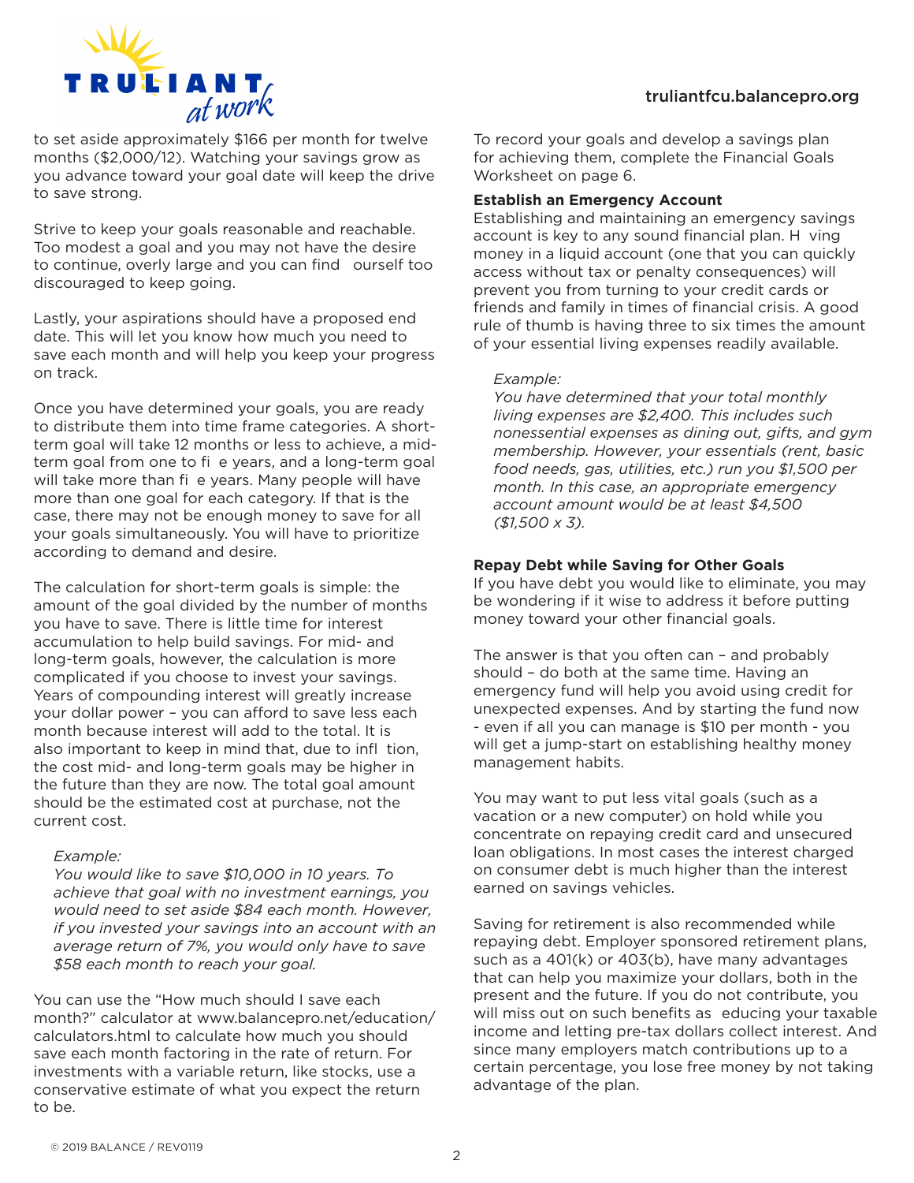to set aside approximately $166 per month for twelve months ($2,000/12). Watching your savings grow as you advance toward your goal date will keep the drive to save strong.

Strive to keep your goals reasonable and reachable. Too modest a goal and you may not have the desire to continue, overly large and you can find ourself too discouraged to keep going.

Lastly, your aspirations should have a proposed end date. This will let you know how much you need to save each month and will help you keep your progress on track.

Once you have determined your goals, you are ready to distribute them into time frame categories. A short-term goal will take 12 months or less to achieve, a mid-term goal from one to fi e years, and a long-term goal will take more than fi e years. Many people will have more than one goal for each category. If that is the case, there may not be enough money to save for all your goals simultaneously. You will have to prioritize according to demand and desire.

The calculation for short-term goals is simple: the amount of the goal divided by the number of months you have to save. There is little time for interest accumulation to help build savings. For mid- and long-term goals, however, the calculation is more complicated if you choose to invest your savings. Years of compounding interest will greatly increase your dollar power – you can afford to save less each month because interest will add to the total. It is also important to keep in mind that, due to infl tion, the cost mid- and long-term goals may be higher in the future than they are now. The total goal amount should be the estimated cost at purchase, not the current cost.

*Example:*
*You would like to save $10,000 in 10 years. To achieve that goal with no investment earnings, you would need to set aside $84 each month. However, if you invested your savings into an account with an average return of 7%, you would only have to save $58 each month to reach your goal.*

You can use the "How much should I save each month?" calculator at www.balancepro.net/education/calculators.html to calculate how much you should save each month factoring in the rate of return. For investments with a variable return, like stocks, use a conservative estimate of what you expect the return to be.

To record your goals and develop a savings plan for achieving them, complete the Financial Goals Worksheet on page 6.

**Establish an Emergency Account**

Establishing and maintaining an emergency savings account is key to any sound financial plan. H ving money in a liquid account (one that you can quickly access without tax or penalty consequences) will prevent you from turning to your credit cards or friends and family in times of financial crisis. A good rule of thumb is having three to six times the amount of your essential living expenses readily available.

*Example:*
*You have determined that your total monthly living expenses are $2,400. This includes such nonessential expenses as dining out, gifts, and gym membership. However, your essentials (rent, basic food needs, gas, utilities, etc.) run you $1,500 per month. In this case, an appropriate emergency account amount would be at least $4,500 ($1,500 x 3).*

**Repay Debt while Saving for Other Goals**

If you have debt you would like to eliminate, you may be wondering if it wise to address it before putting money toward your other financial goals.

The answer is that you often can – and probably should – do both at the same time. Having an emergency fund will help you avoid using credit for unexpected expenses. And by starting the fund now - even if all you can manage is $10 per month - you will get a jump-start on establishing healthy money management habits.

You may want to put less vital goals (such as a vacation or a new computer) on hold while you concentrate on repaying credit card and unsecured loan obligations. In most cases the interest charged on consumer debt is much higher than the interest earned on savings vehicles.

Saving for retirement is also recommended while repaying debt. Employer sponsored retirement plans, such as a 401(k) or 403(b), have many advantages that can help you maximize your dollars, both in the present and the future. If you do not contribute, you will miss out on such benefits as educing your taxable income and letting pre-tax dollars collect interest. And since many employers match contributions up to a certain percentage, you lose free money by not taking advantage of the plan.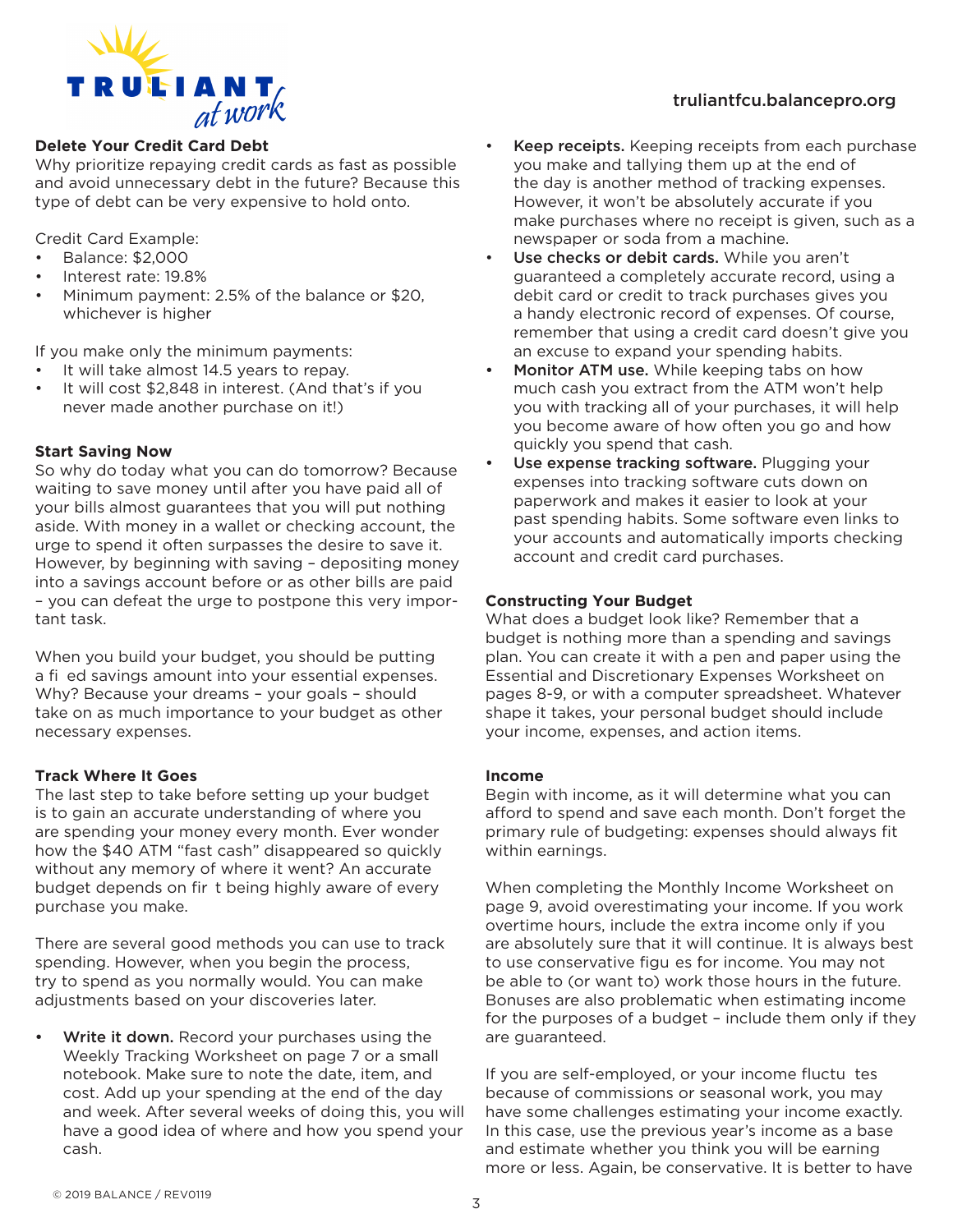### Delete Your Credit Card Debt

Why prioritize repaying credit cards as fast as possible and avoid unnecessary debt in the future? Because this type of debt can be very expensive to hold onto.

Credit Card Example:

- Balance: $2,000
- Interest rate: 19.8%
- Minimum payment: 2.5% of the balance or $20, whichever is higher

If you make only the minimum payments:

- It will take almost 14.5 years to repay.
- It will cost $2,848 in interest. (And that's if you never made another purchase on it!)

### Start Saving Now

So why do today what you can do tomorrow? Because waiting to save money until after you have paid all of your bills almost guarantees that you will put nothing aside. With money in a wallet or checking account, the urge to spend it often surpasses the desire to save it. However, by beginning with saving – depositing money into a savings account before or as other bills are paid – you can defeat the urge to postpone this very important task.

When you build your budget, you should be putting a fi ed savings amount into your essential expenses. Why? Because your dreams – your goals – should take on as much importance to your budget as other necessary expenses.

### Track Where It Goes

The last step to take before setting up your budget is to gain an accurate understanding of where you are spending your money every month. Ever wonder how the $40 ATM "fast cash" disappeared so quickly without any memory of where it went? An accurate budget depends on fir t being highly aware of every purchase you make.

There are several good methods you can use to track spending. However, when you begin the process, try to spend as you normally would. You can make adjustments based on your discoveries later.

- **Write it down.** Record your purchases using the Weekly Tracking Worksheet on page 7 or a small notebook. Make sure to note the date, item, and cost. Add up your spending at the end of the day and week. After several weeks of doing this, you will have a good idea of where and how you spend your cash.
- **Keep receipts.** Keeping receipts from each purchase you make and tallying them up at the end of the day is another method of tracking expenses. However, it won't be absolutely accurate if you make purchases where no receipt is given, such as a newspaper or soda from a machine.
- **Use checks or debit cards.** While you aren't guaranteed a completely accurate record, using a debit card or credit to track purchases gives you a handy electronic record of expenses. Of course, remember that using a credit card doesn't give you an excuse to expand your spending habits.
- **Monitor ATM use.** While keeping tabs on how much cash you extract from the ATM won't help you with tracking all of your purchases, it will help you become aware of how often you go and how quickly you spend that cash.
- **Use expense tracking software.** Plugging your expenses into tracking software cuts down on paperwork and makes it easier to look at your past spending habits. Some software even links to your accounts and automatically imports checking account and credit card purchases.

### Constructing Your Budget

What does a budget look like? Remember that a budget is nothing more than a spending and savings plan. You can create it with a pen and paper using the Essential and Discretionary Expenses Worksheet on pages 8-9, or with a computer spreadsheet. Whatever shape it takes, your personal budget should include your income, expenses, and action items.

### Income

Begin with income, as it will determine what you can afford to spend and save each month. Don't forget the primary rule of budgeting: expenses should always fit within earnings.

When completing the Monthly Income Worksheet on page 9, avoid overestimating your income. If you work overtime hours, include the extra income only if you are absolutely sure that it will continue. It is always best to use conservative figu es for income. You may not be able to (or want to) work those hours in the future. Bonuses are also problematic when estimating income for the purposes of a budget – include them only if they are guaranteed.

If you are self-employed, or your income fluctu tes because of commissions or seasonal work, you may have some challenges estimating your income exactly. In this case, use the previous year's income as a base and estimate whether you think you will be earning more or less. Again, be conservative. It is better to have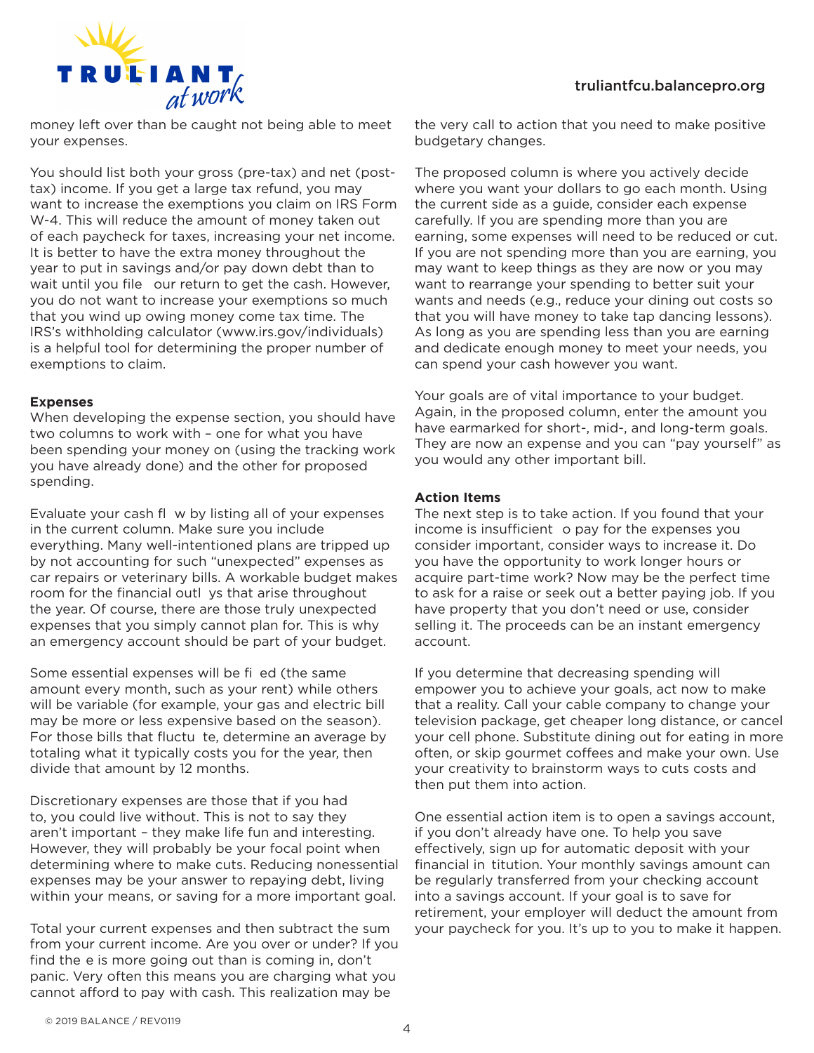money left over than be caught not being able to meet your expenses.

You should list both your gross (pre-tax) and net (post-tax) income. If you get a large tax refund, you may want to increase the exemptions you claim on IRS Form W-4. This will reduce the amount of money taken out of each paycheck for taxes, increasing your net income. It is better to have the extra money throughout the year to put in savings and/or pay down debt than to wait until you file our return to get the cash. However, you do not want to increase your exemptions so much that you wind up owing money come tax time. The IRS's withholding calculator (www.irs.gov/individuals) is a helpful tool for determining the proper number of exemptions to claim.

**Expenses**

When developing the expense section, you should have two columns to work with – one for what you have been spending your money on (using the tracking work you have already done) and the other for proposed spending.

Evaluate your cash fl w by listing all of your expenses in the current column. Make sure you include everything. Many well-intentioned plans are tripped up by not accounting for such "unexpected" expenses as car repairs or veterinary bills. A workable budget makes room for the financial outl ys that arise throughout the year. Of course, there are those truly unexpected expenses that you simply cannot plan for. This is why an emergency account should be part of your budget.

Some essential expenses will be fi ed (the same amount every month, such as your rent) while others will be variable (for example, your gas and electric bill may be more or less expensive based on the season). For those bills that fluctu te, determine an average by totaling what it typically costs you for the year, then divide that amount by 12 months.

Discretionary expenses are those that if you had to, you could live without. This is not to say they aren't important – they make life fun and interesting. However, they will probably be your focal point when determining where to make cuts. Reducing nonessential expenses may be your answer to repaying debt, living within your means, or saving for a more important goal.

Total your current expenses and then subtract the sum from your current income. Are you over or under? If you find the e is more going out than is coming in, don't panic. Very often this means you are charging what you cannot afford to pay with cash. This realization may be the very call to action that you need to make positive budgetary changes.

The proposed column is where you actively decide where you want your dollars to go each month. Using the current side as a guide, consider each expense carefully. If you are spending more than you are earning, some expenses will need to be reduced or cut. If you are not spending more than you are earning, you may want to keep things as they are now or you may want to rearrange your spending to better suit your wants and needs (e.g., reduce your dining out costs so that you will have money to take tap dancing lessons). As long as you are spending less than you are earning and dedicate enough money to meet your needs, you can spend your cash however you want.

Your goals are of vital importance to your budget. Again, in the proposed column, enter the amount you have earmarked for short-, mid-, and long-term goals. They are now an expense and you can "pay yourself" as you would any other important bill.

**Action Items**

The next step is to take action. If you found that your income is insufficient o pay for the expenses you consider important, consider ways to increase it. Do you have the opportunity to work longer hours or acquire part-time work? Now may be the perfect time to ask for a raise or seek out a better paying job. If you have property that you don't need or use, consider selling it. The proceeds can be an instant emergency account.

If you determine that decreasing spending will empower you to achieve your goals, act now to make that a reality. Call your cable company to change your television package, get cheaper long distance, or cancel your cell phone. Substitute dining out for eating in more often, or skip gourmet coffees and make your own. Use your creativity to brainstorm ways to cuts costs and then put them into action.

One essential action item is to open a savings account, if you don't already have one. To help you save effectively, sign up for automatic deposit with your financial in titution. Your monthly savings amount can be regularly transferred from your checking account into a savings account. If your goal is to save for retirement, your employer will deduct the amount from your paycheck for you. It's up to you to make it happen.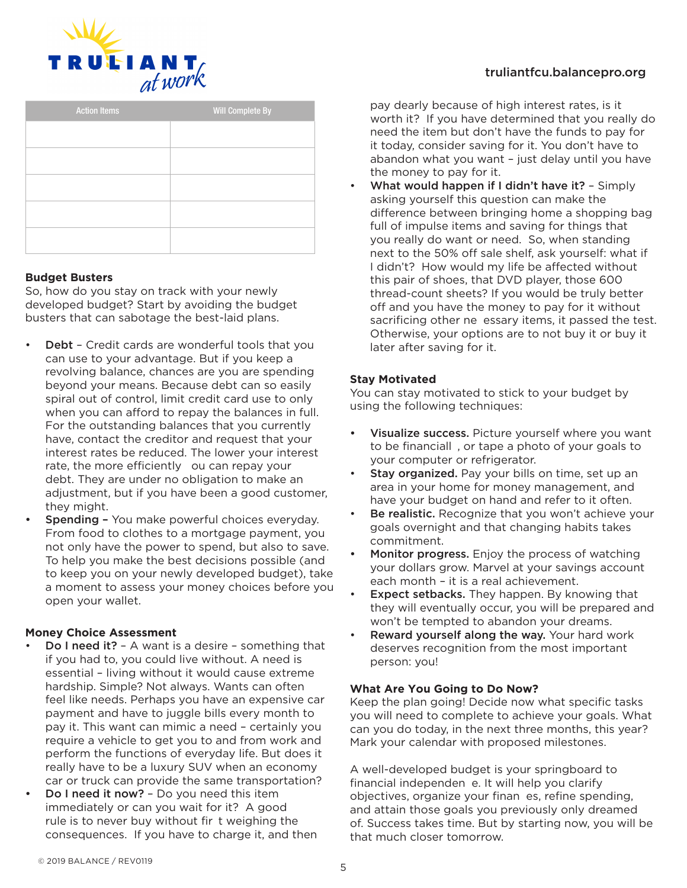| Action Items | Will Complete By |
|---|---|
| | |
| | |
| | |
| | |
| | |

**Budget Busters**

So, how do you stay on track with your newly developed budget? Start by avoiding the budget busters that can sabotage the best-laid plans.

- **Debt** – Credit cards are wonderful tools that you can use to your advantage. But if you keep a revolving balance, chances are you are spending beyond your means. Because debt can so easily spiral out of control, limit credit card use to only when you can afford to repay the balances in full. For the outstanding balances that you currently have, contact the creditor and request that your interest rates be reduced. The lower your interest rate, the more efficiently ou can repay your debt. They are under no obligation to make an adjustment, but if you have been a good customer, they might.
- **Spending –** You make powerful choices everyday. From food to clothes to a mortgage payment, you not only have the power to spend, but also to save. To help you make the best decisions possible (and to keep you on your newly developed budget), take a moment to assess your money choices before you open your wallet.

**Money Choice Assessment**

- **Do I need it?** – A want is a desire – something that if you had to, you could live without. A need is essential – living without it would cause extreme hardship. Simple? Not always. Wants can often feel like needs. Perhaps you have an expensive car payment and have to juggle bills every month to pay it. This want can mimic a need – certainly you require a vehicle to get you to and from work and perform the functions of everyday life. But does it really have to be a luxury SUV when an economy car or truck can provide the same transportation?
- **Do I need it now?** – Do you need this item immediately or can you wait for it? A good rule is to never buy without fir t weighing the consequences. If you have to charge it, and then pay dearly because of high interest rates, is it worth it? If you have determined that you really do need the item but don't have the funds to pay for it today, consider saving for it. You don't have to abandon what you want – just delay until you have the money to pay for it.
- **What would happen if I didn't have it?** – Simply asking yourself this question can make the difference between bringing home a shopping bag full of impulse items and saving for things that you really do want or need. So, when standing next to the 50% off sale shelf, ask yourself: what if I didn't? How would my life be affected without this pair of shoes, that DVD player, those 600 thread-count sheets? If you would be truly better off and you have the money to pay for it without sacrificing other ne essary items, it passed the test. Otherwise, your options are to not buy it or buy it later after saving for it.

**Stay Motivated**

You can stay motivated to stick to your budget by using the following techniques:

- **Visualize success.** Picture yourself where you want to be financiall , or tape a photo of your goals to your computer or refrigerator.
- **Stay organized.** Pay your bills on time, set up an area in your home for money management, and have your budget on hand and refer to it often.
- **Be realistic.** Recognize that you won't achieve your goals overnight and that changing habits takes commitment.
- **Monitor progress.** Enjoy the process of watching your dollars grow. Marvel at your savings account each month – it is a real achievement.
- **Expect setbacks.** They happen. By knowing that they will eventually occur, you will be prepared and won't be tempted to abandon your dreams.
- **Reward yourself along the way.** Your hard work deserves recognition from the most important person: you!

**What Are You Going to Do Now?**

Keep the plan going! Decide now what specific tasks you will need to complete to achieve your goals. What can you do today, in the next three months, this year? Mark your calendar with proposed milestones.

A well-developed budget is your springboard to financial independen e. It will help you clarify objectives, organize your finan es, refine spending, and attain those goals you previously only dreamed of. Success takes time. But by starting now, you will be that much closer tomorrow.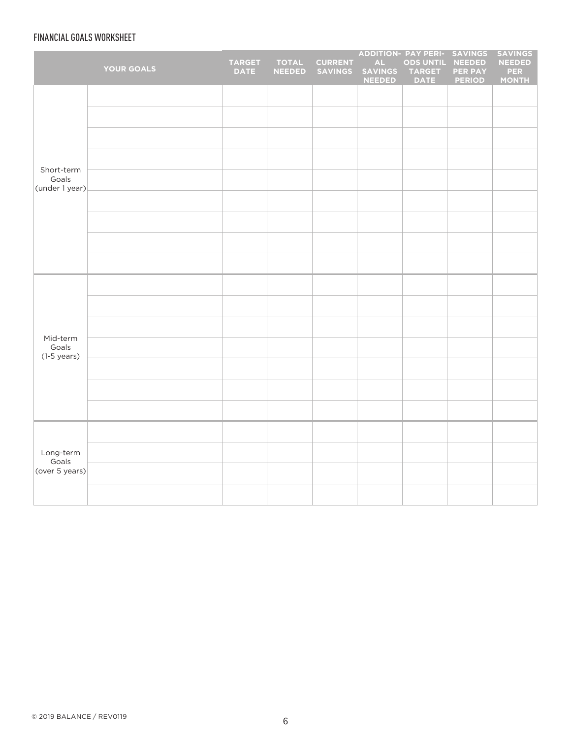## FINANCIAL GOALS WORKSHEET

| | YOUR GOALS | TARGET DATE | TOTAL NEEDED | CURRENT SAVINGS | ADDITIONAL SAVINGS NEEDED | PAY PERIODS UNTIL TARGET DATE | SAVINGS NEEDED PER PAY PERIOD | SAVINGS NEEDED PER MONTH |
|---|---|---|---|---|---|---|---|---|
| Short-term Goals (under 1 year) | | | | | | | | |
| | | | | | | | | |
| | | | | | | | | |
| | | | | | | | | |
| | | | | | | | | |
| | | | | | | | | |
| | | | | | | | | |
| | | | | | | | | |
| | | | | | | | | |
| Mid-term Goals (1-5 years) | | | | | | | | |
| | | | | | | | | |
| | | | | | | | | |
| | | | | | | | | |
| | | | | | | | | |
| | | | | | | | | |
| | | | | | | | | |
| Long-term Goals (over 5 years) | | | | | | | | |
| | | | | | | | | |
| | | | | | | | | |
| | | | | | | | | |

© 2019 BALANCE / REV0119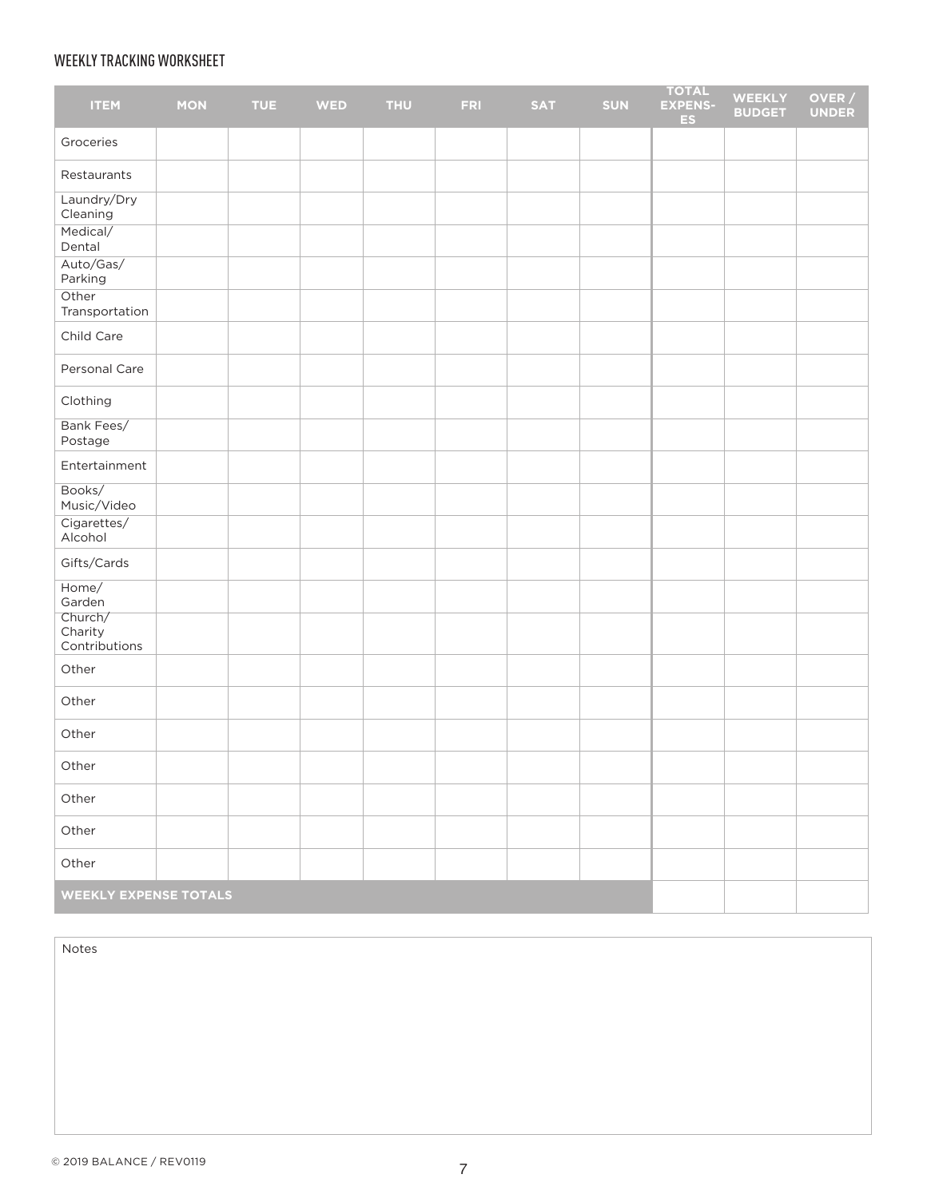## WEEKLY TRACKING WORKSHEET

| ITEM | MON | TUE | WED | THU | FRI | SAT | SUN | TOTAL EXPENSES | WEEKLY BUDGET | OVER / UNDER |
|---|---|---|---|---|---|---|---|---|---|---|
| Groceries | | | | | | | | | | |
| Restaurants | | | | | | | | | | |
| Laundry/Dry Cleaning | | | | | | | | | | |
| Medical/ Dental | | | | | | | | | | |
| Auto/Gas/ Parking | | | | | | | | | | |
| Other Transportation | | | | | | | | | | |
| Child Care | | | | | | | | | | |
| Personal Care | | | | | | | | | | |
| Clothing | | | | | | | | | | |
| Bank Fees/ Postage | | | | | | | | | | |
| Entertainment | | | | | | | | | | |
| Books/ Music/Video | | | | | | | | | | |
| Cigarettes/ Alcohol | | | | | | | | | | |
| Gifts/Cards | | | | | | | | | | |
| Home/ Garden | | | | | | | | | | |
| Church/ Charity Contributions | | | | | | | | | | |
| Other | | | | | | | | | | |
| Other | | | | | | | | | | |
| Other | | | | | | | | | | |
| Other | | | | | | | | | | |
| Other | | | | | | | | | | |
| Other | | | | | | | | | | |
| Other | | | | | | | | | | |
| **WEEKLY EXPENSE TOTALS** | | | | | | | | | | |

Notes

© 2019 BALANCE / REV0119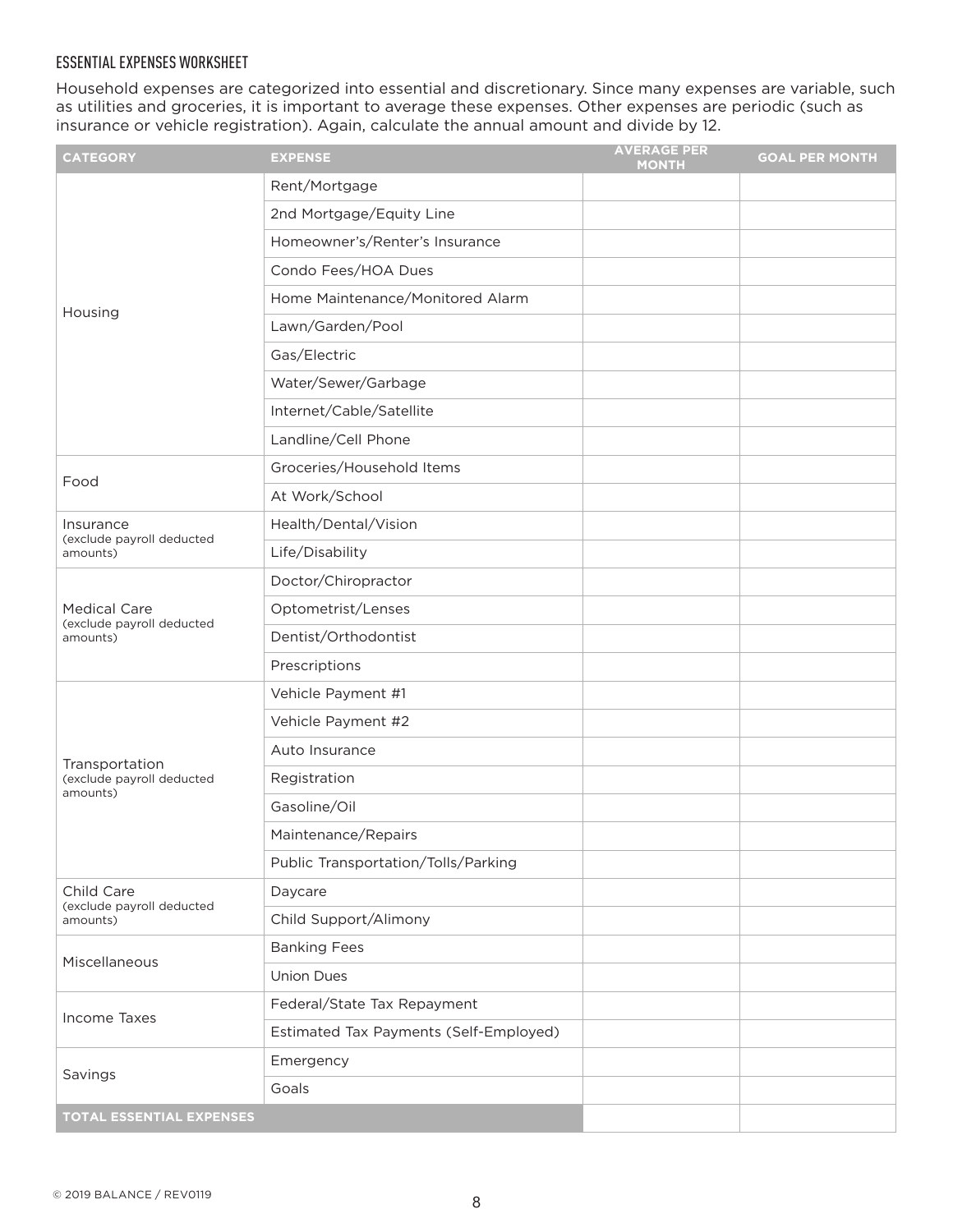## ESSENTIAL EXPENSES WORKSHEET

Household expenses are categorized into essential and discretionary. Since many expenses are variable, such as utilities and groceries, it is important to average these expenses. Other expenses are periodic (such as insurance or vehicle registration). Again, calculate the annual amount and divide by 12.

| CATEGORY | EXPENSE | AVERAGE PER MONTH | GOAL PER MONTH |
|---|---|---|---|
| Housing | Rent/Mortgage | | |
| | 2nd Mortgage/Equity Line | | |
| | Homeowner's/Renter's Insurance | | |
| | Condo Fees/HOA Dues | | |
| | Home Maintenance/Monitored Alarm | | |
| | Lawn/Garden/Pool | | |
| | Gas/Electric | | |
| | Water/Sewer/Garbage | | |
| | Internet/Cable/Satellite | | |
| | Landline/Cell Phone | | |
| Food | Groceries/Household Items | | |
| | At Work/School | | |
| Insurance (exclude payroll deducted amounts) | Health/Dental/Vision | | |
| | Life/Disability | | |
| Medical Care (exclude payroll deducted amounts) | Doctor/Chiropractor | | |
| | Optometrist/Lenses | | |
| | Dentist/Orthodontist | | |
| | Prescriptions | | |
| Transportation (exclude payroll deducted amounts) | Vehicle Payment #1 | | |
| | Vehicle Payment #2 | | |
| | Auto Insurance | | |
| | Registration | | |
| | Gasoline/Oil | | |
| | Maintenance/Repairs | | |
| | Public Transportation/Tolls/Parking | | |
| Child Care (exclude payroll deducted amounts) | Daycare | | |
| | Child Support/Alimony | | |
| Miscellaneous | Banking Fees | | |
| | Union Dues | | |
| Income Taxes | Federal/State Tax Repayment | | |
| | Estimated Tax Payments (Self-Employed) | | |
| Savings | Emergency | | |
| | Goals | | |
| **TOTAL ESSENTIAL EXPENSES** | | | |

© 2019 BALANCE / REV0119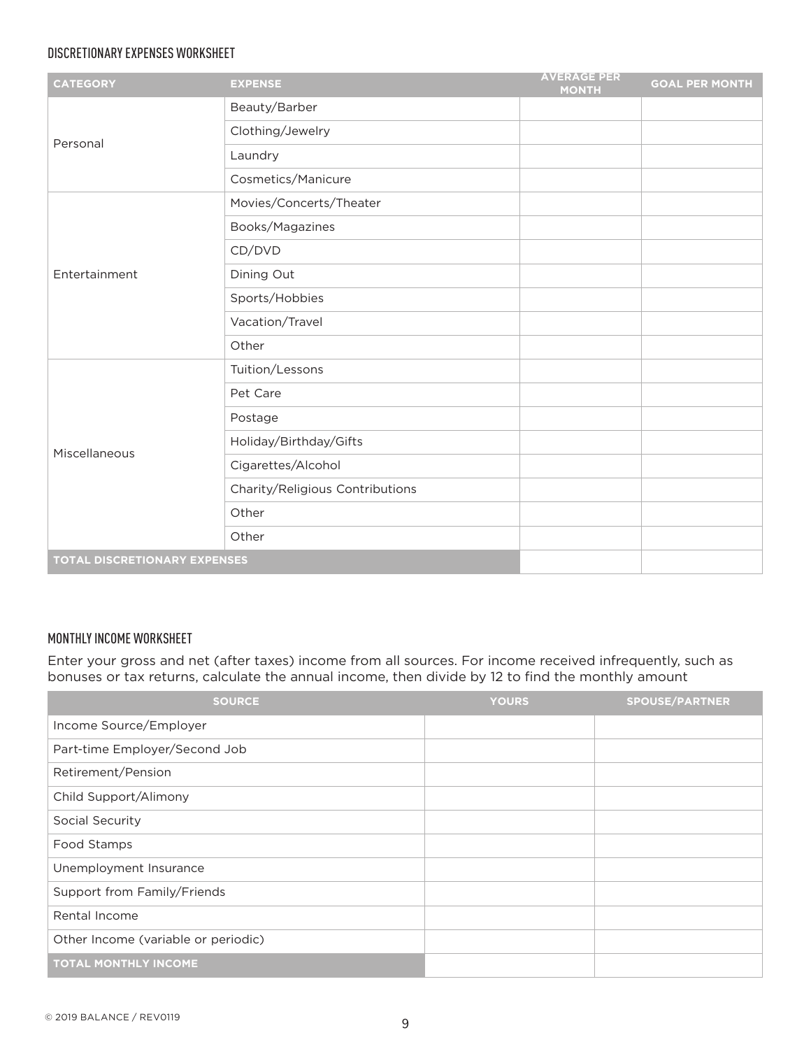### DISCRETIONARY EXPENSES WORKSHEET

| CATEGORY | EXPENSE | AVERAGE PER MONTH | GOAL PER MONTH |
|---|---|---|---|
| Personal | Beauty/Barber | | |
| | Clothing/Jewelry | | |
| | Laundry | | |
| | Cosmetics/Manicure | | |
| Entertainment | Movies/Concerts/Theater | | |
| | Books/Magazines | | |
| | CD/DVD | | |
| | Dining Out | | |
| | Sports/Hobbies | | |
| | Vacation/Travel | | |
| | Other | | |
| Miscellaneous | Tuition/Lessons | | |
| | Pet Care | | |
| | Postage | | |
| | Holiday/Birthday/Gifts | | |
| | Cigarettes/Alcohol | | |
| | Charity/Religious Contributions | | |
| | Other | | |
| | Other | | |
| **TOTAL DISCRETIONARY EXPENSES** | | | |

### MONTHLY INCOME WORKSHEET

Enter your gross and net (after taxes) income from all sources. For income received infrequently, such as bonuses or tax returns, calculate the annual income, then divide by 12 to find the monthly amount

| SOURCE | YOURS | SPOUSE/PARTNER |
|---|---|---|
| Income Source/Employer | | |
| Part-time Employer/Second Job | | |
| Retirement/Pension | | |
| Child Support/Alimony | | |
| Social Security | | |
| Food Stamps | | |
| Unemployment Insurance | | |
| Support from Family/Friends | | |
| Rental Income | | |
| Other Income (variable or periodic) | | |
| **TOTAL MONTHLY INCOME** | | |

© 2019 BALANCE / REV0119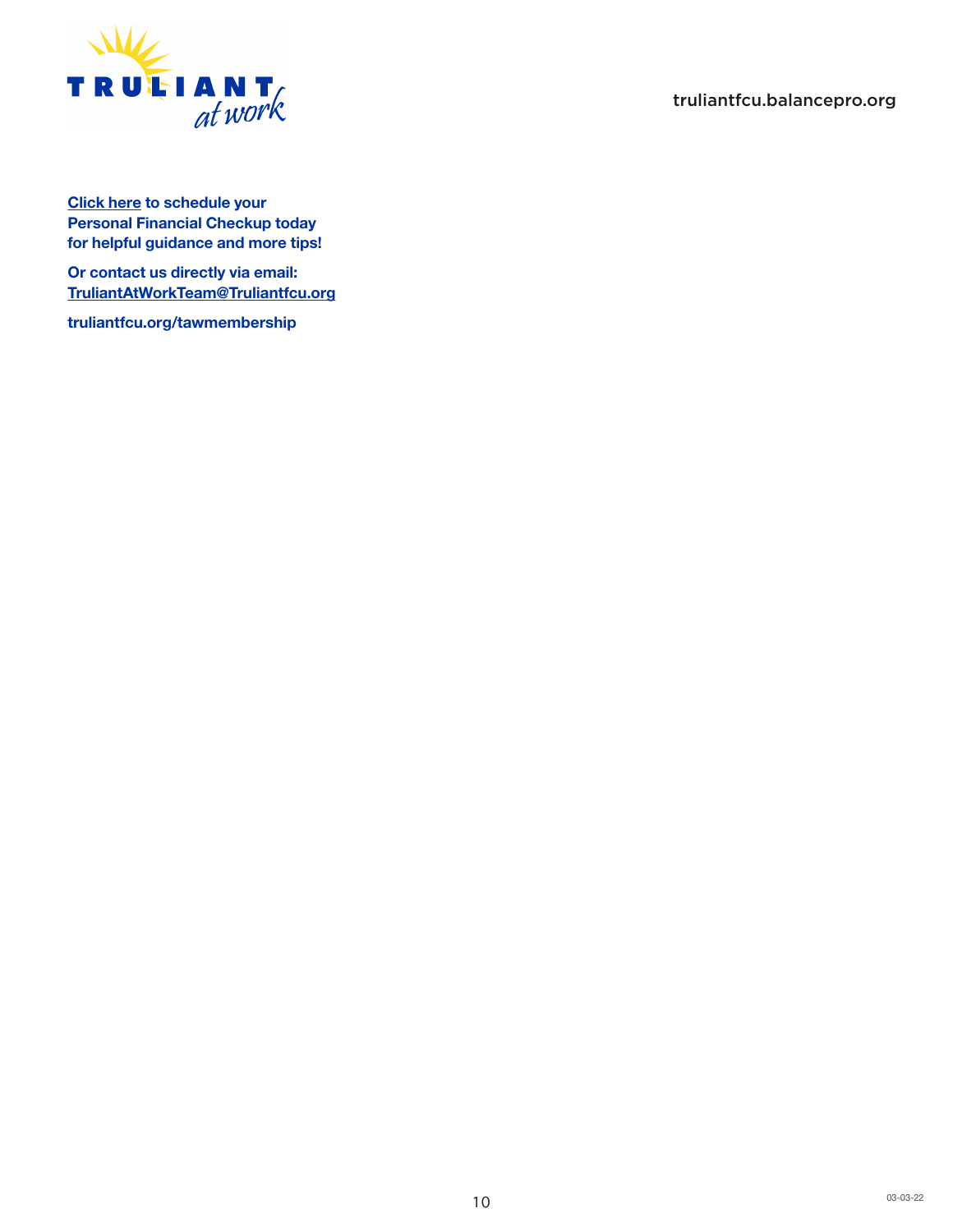truliantfcu.balancepro.org

**Click here to schedule your Personal Financial Checkup today for helpful guidance and more tips!**

**Or contact us directly via email: TruliantAtWorkTeam@Truliantfcu.org**

**truliantfcu.org/tawmembership**

03-03-22